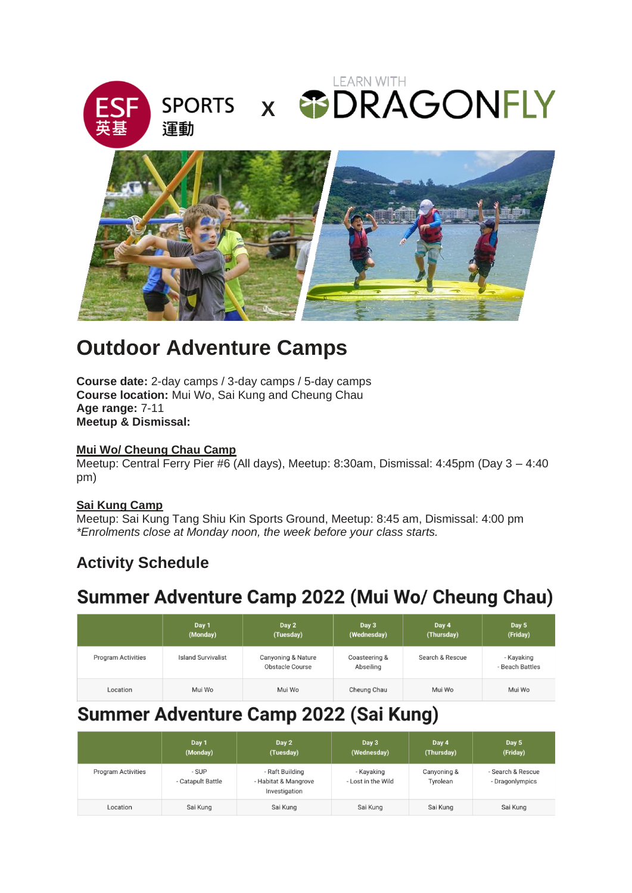ESF 英基 SPORTS 運動 x LEARN WITH DRAGONFLY

# Outdoor Adventure Camps

**Course date:** 2-day camps / 3-day camps / 5-day camps
**Course location:** Mui Wo, Sai Kung and Cheung Chau
**Age range:** 7-11
**Meetup & Dismissal:**

**Mui Wo/ Cheung Chau Camp**
Meetup: Central Ferry Pier #6 (All days), Meetup: 8:30am, Dismissal: 4:45pm (Day 3 – 4:40 pm)

**Sai Kung Camp**
Meetup: Sai Kung Tang Shiu Kin Sports Ground, Meetup: 8:45 am, Dismissal: 4:00 pm
*\*Enrolments close at Monday noon, the week before your class starts.*

## Activity Schedule

# Summer Adventure Camp 2022 (Mui Wo/ Cheung Chau)

| | Day 1 (Monday) | Day 2 (Tuesday) | Day 3 (Wednesday) | Day 4 (Thursday) | Day 5 (Friday) |
|---|---|---|---|---|---|
| Program Activities | Island Survivalist | Canyoning & Nature Obstacle Course | Coasteering & Abseiling | Search & Rescue | - Kayaking<br>- Beach Battles |
| Location | Mui Wo | Mui Wo | Cheung Chau | Mui Wo | Mui Wo |

# Summer Adventure Camp 2022 (Sai Kung)

| | Day 1 (Monday) | Day 2 (Tuesday) | Day 3 (Wednesday) | Day 4 (Thursday) | Day 5 (Friday) |
|---|---|---|---|---|---|
| Program Activities | - SUP<br>- Catapult Battle | - Raft Building<br>- Habitat & Mangrove Investigation | - Kayaking<br>- Lost in the Wild | Canyoning & Tyrolean | - Search & Rescue<br>- Dragonlympics |
| Location | Sai Kung | Sai Kung | Sai Kung | Sai Kung | Sai Kung |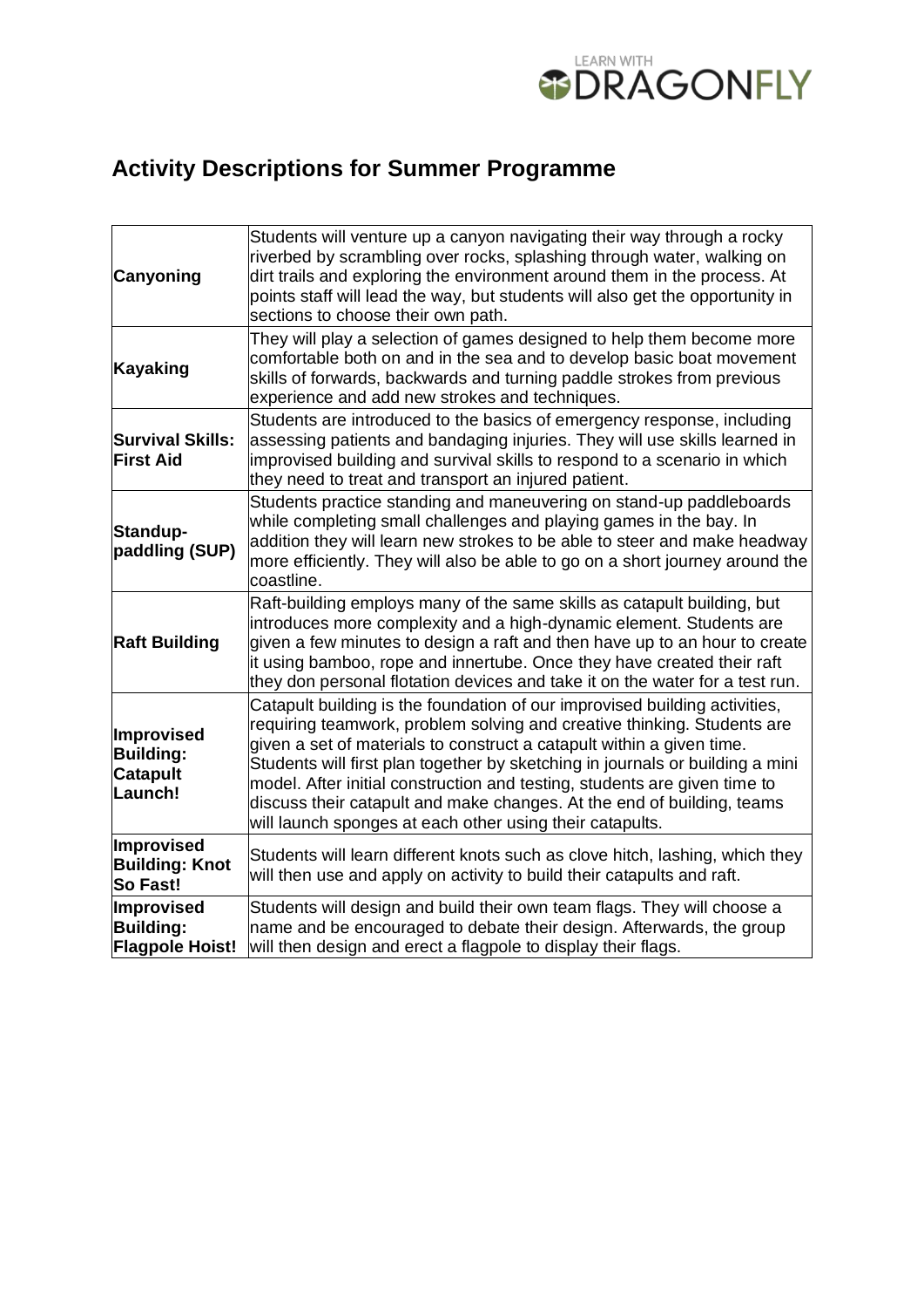# Activity Descriptions for Summer Programme

| | |
|---|---|
| **Canyoning** | Students will venture up a canyon navigating their way through a rocky riverbed by scrambling over rocks, splashing through water, walking on dirt trails and exploring the environment around them in the process. At points staff will lead the way, but students will also get the opportunity in sections to choose their own path. |
| **Kayaking** | They will play a selection of games designed to help them become more comfortable both on and in the sea and to develop basic boat movement skills of forwards, backwards and turning paddle strokes from previous experience and add new strokes and techniques. |
| **Survival Skills: First Aid** | Students are introduced to the basics of emergency response, including assessing patients and bandaging injuries. They will use skills learned in improvised building and survival skills to respond to a scenario in which they need to treat and transport an injured patient. |
| **Standup-paddling (SUP)** | Students practice standing and maneuvering on stand-up paddleboards while completing small challenges and playing games in the bay. In addition they will learn new strokes to be able to steer and make headway more efficiently. They will also be able to go on a short journey around the coastline. |
| **Raft Building** | Raft-building employs many of the same skills as catapult building, but introduces more complexity and a high-dynamic element. Students are given a few minutes to design a raft and then have up to an hour to create it using bamboo, rope and innertube. Once they have created their raft they don personal flotation devices and take it on the water for a test run. |
| **Improvised Building: Catapult Launch!** | Catapult building is the foundation of our improvised building activities, requiring teamwork, problem solving and creative thinking. Students are given a set of materials to construct a catapult within a given time. Students will first plan together by sketching in journals or building a mini model. After initial construction and testing, students are given time to discuss their catapult and make changes. At the end of building, teams will launch sponges at each other using their catapults. |
| **Improvised Building: Knot So Fast!** | Students will learn different knots such as clove hitch, lashing, which they will then use and apply on activity to build their catapults and raft. |
| **Improvised Building: Flagpole Hoist!** | Students will design and build their own team flags. They will choose a name and be encouraged to debate their design. Afterwards, the group will then design and erect a flagpole to display their flags. |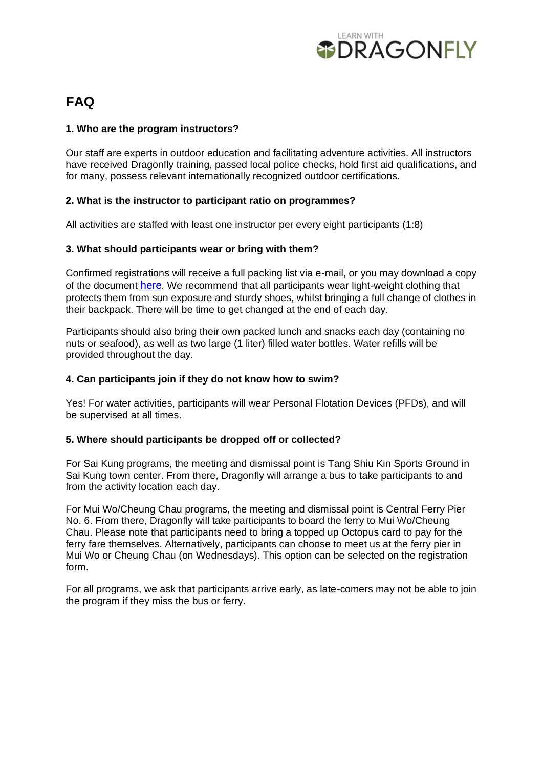# FAQ

### 1. Who are the program instructors?

Our staff are experts in outdoor education and facilitating adventure activities. All instructors have received Dragonfly training, passed local police checks, hold first aid qualifications, and for many, possess relevant internationally recognized outdoor certifications.

### 2. What is the instructor to participant ratio on programmes?

All activities are staffed with least one instructor per every eight participants (1:8)

### 3. What should participants wear or bring with them?

Confirmed registrations will receive a full packing list via e-mail, or you may download a copy of the document here. We recommend that all participants wear light-weight clothing that protects them from sun exposure and sturdy shoes, whilst bringing a full change of clothes in their backpack. There will be time to get changed at the end of each day.

Participants should also bring their own packed lunch and snacks each day (containing no nuts or seafood), as well as two large (1 liter) filled water bottles. Water refills will be provided throughout the day.

### 4. Can participants join if they do not know how to swim?

Yes! For water activities, participants will wear Personal Flotation Devices (PFDs), and will be supervised at all times.

### 5. Where should participants be dropped off or collected?

For Sai Kung programs, the meeting and dismissal point is Tang Shiu Kin Sports Ground in Sai Kung town center. From there, Dragonfly will arrange a bus to take participants to and from the activity location each day.

For Mui Wo/Cheung Chau programs, the meeting and dismissal point is Central Ferry Pier No. 6. From there, Dragonfly will take participants to board the ferry to Mui Wo/Cheung Chau. Please note that participants need to bring a topped up Octopus card to pay for the ferry fare themselves. Alternatively, participants can choose to meet us at the ferry pier in Mui Wo or Cheung Chau (on Wednesdays). This option can be selected on the registration form.

For all programs, we ask that participants arrive early, as late-comers may not be able to join the program if they miss the bus or ferry.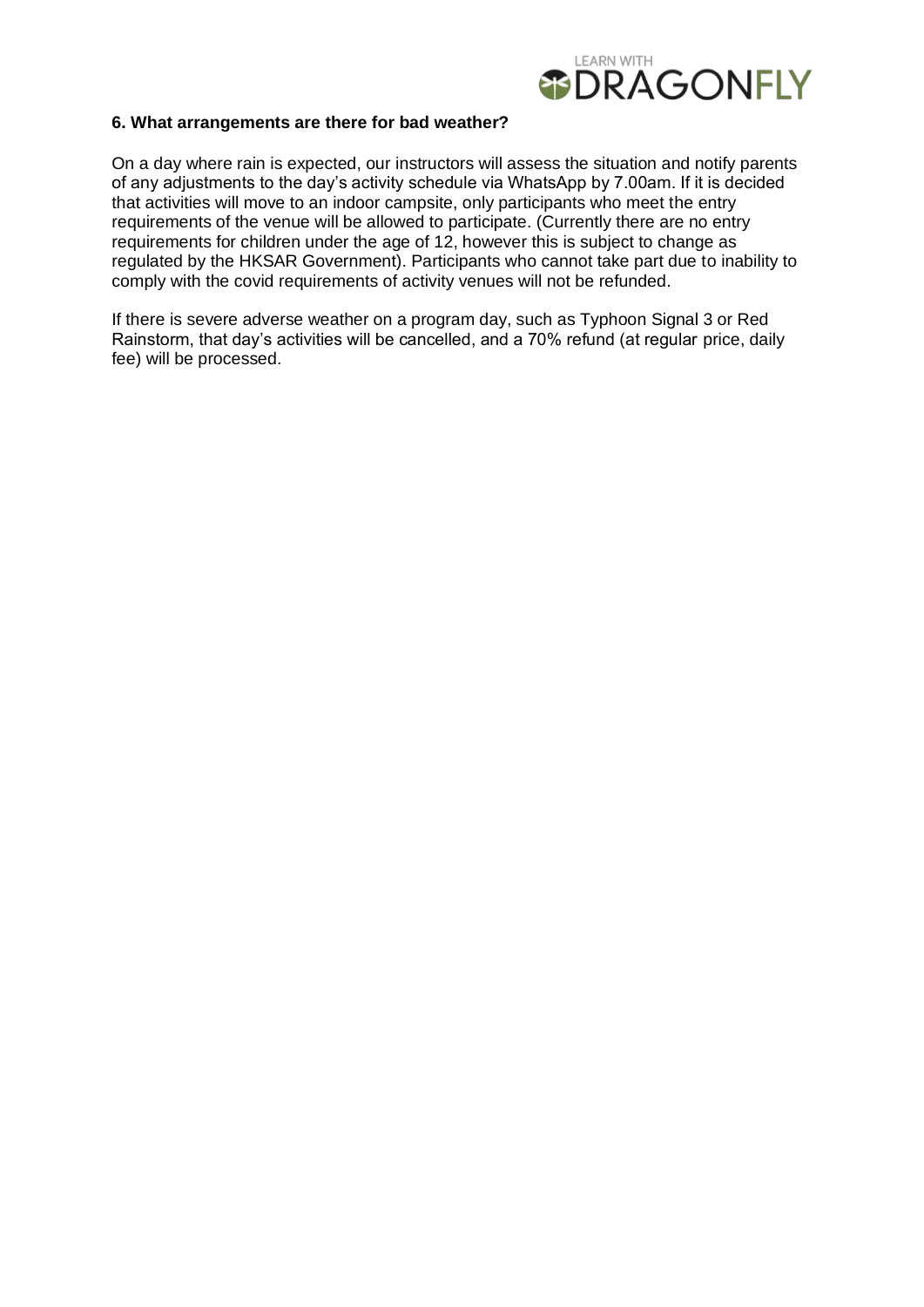### 6. What arrangements are there for bad weather?

On a day where rain is expected, our instructors will assess the situation and notify parents of any adjustments to the day's activity schedule via WhatsApp by 7.00am. If it is decided that activities will move to an indoor campsite, only participants who meet the entry requirements of the venue will be allowed to participate. (Currently there are no entry requirements for children under the age of 12, however this is subject to change as regulated by the HKSAR Government). Participants who cannot take part due to inability to comply with the covid requirements of activity venues will not be refunded.

If there is severe adverse weather on a program day, such as Typhoon Signal 3 or Red Rainstorm, that day's activities will be cancelled, and a 70% refund (at regular price, daily fee) will be processed.